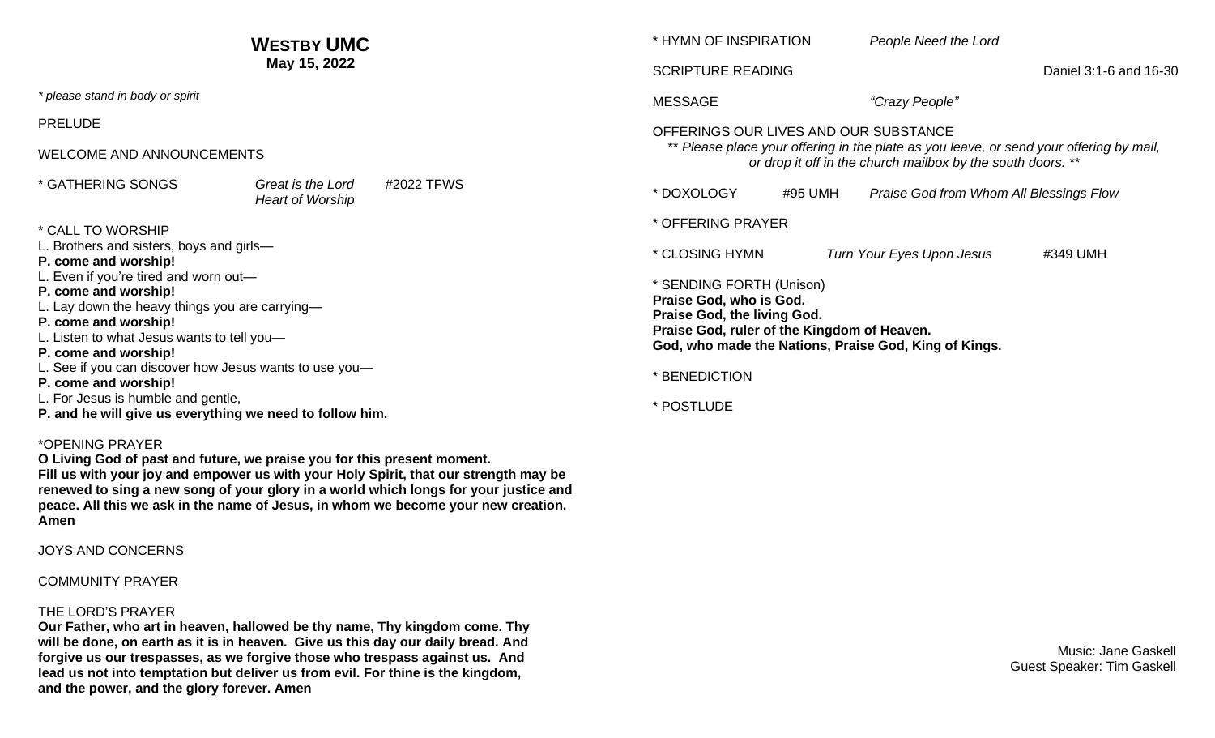# WESTBY UMC
**May 15, 2022**

*\* please stand in body or spirit*

PRELUDE

WELCOME AND ANNOUNCEMENTS

\* GATHERING SONGS *Great is the Lord* #2022 TFWS
*Heart of Worship*

\* CALL TO WORSHIP
L. Brothers and sisters, boys and girls—
**P. come and worship!**
L. Even if you're tired and worn out—
**P. come and worship!**
L. Lay down the heavy things you are carrying—
**P. come and worship!**
L. Listen to what Jesus wants to tell you—
**P. come and worship!**
L. See if you can discover how Jesus wants to use you—
**P. come and worship!**
L. For Jesus is humble and gentle,
**P. and he will give us everything we need to follow him.**

\*OPENING PRAYER
**O Living God of past and future, we praise you for this present moment. Fill us with your joy and empower us with your Holy Spirit, that our strength may be renewed to sing a new song of your glory in a world which longs for your justice and peace. All this we ask in the name of Jesus, in whom we become your new creation. Amen**

JOYS AND CONCERNS

COMMUNITY PRAYER

THE LORD'S PRAYER
**Our Father, who art in heaven, hallowed be thy name, Thy kingdom come. Thy will be done, on earth as it is in heaven. Give us this day our daily bread. And forgive us our trespasses, as we forgive those who trespass against us. And lead us not into temptation but deliver us from evil. For thine is the kingdom, and the power, and the glory forever. Amen**

\* HYMN OF INSPIRATION *People Need the Lord*

SCRIPTURE READING Daniel 3:1-6 and 16-30

MESSAGE *"Crazy People"*

OFFERINGS OUR LIVES AND OUR SUBSTANCE
*\*\* Please place your offering in the plate as you leave, or send your offering by mail, or drop it off in the church mailbox by the south doors. \*\**

\* DOXOLOGY #95 UMH *Praise God from Whom All Blessings Flow*

\* OFFERING PRAYER

\* CLOSING HYMN *Turn Your Eyes Upon Jesus* #349 UMH

\* SENDING FORTH (Unison)
**Praise God, who is God.**
**Praise God, the living God.**
**Praise God, ruler of the Kingdom of Heaven.**
**God, who made the Nations, Praise God, King of Kings.**

\* BENEDICTION

\* POSTLUDE

Music: Jane Gaskell
Guest Speaker: Tim Gaskell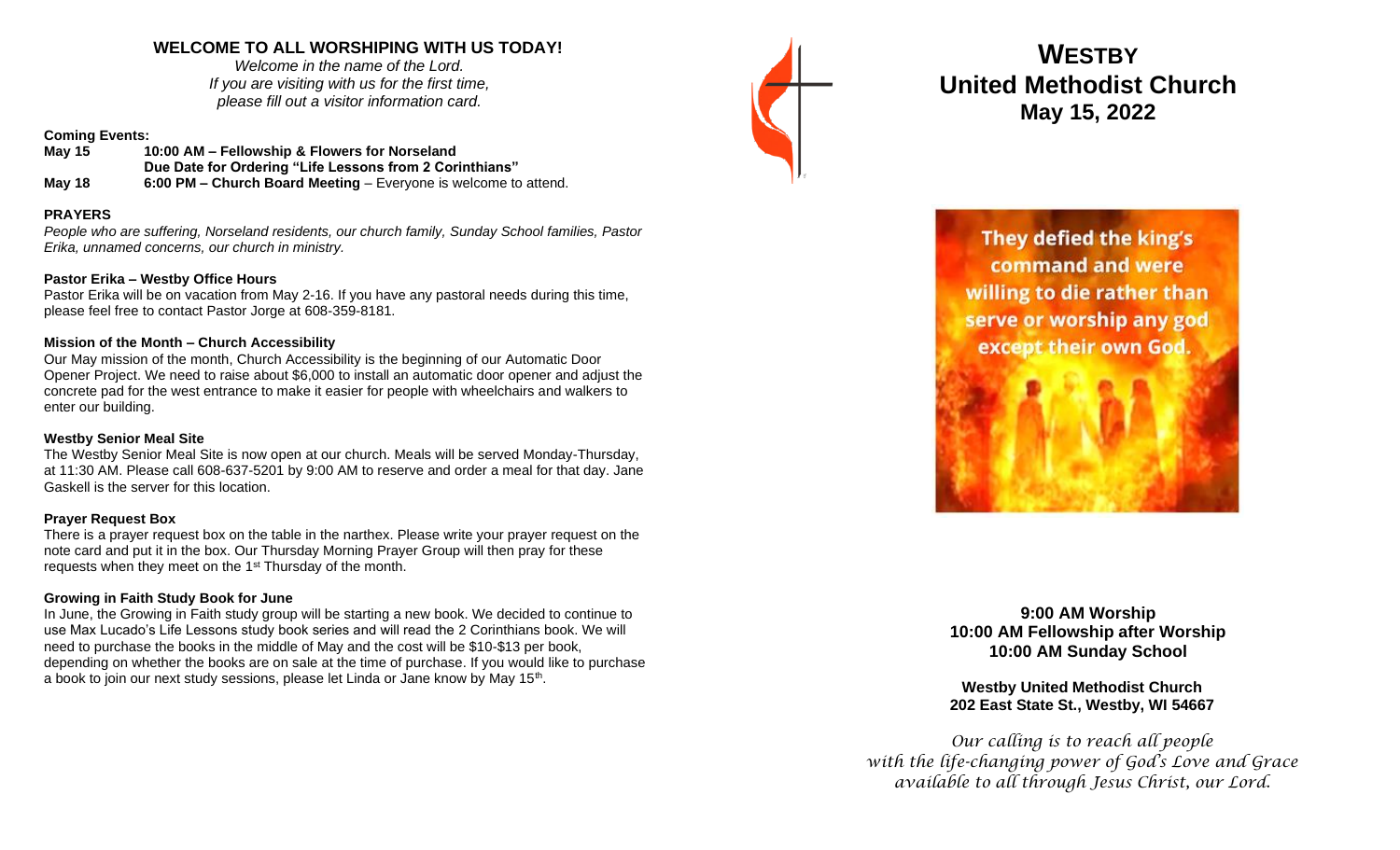## WELCOME TO ALL WORSHIPING WITH US TODAY!

*Welcome in the name of the Lord.*
*If you are visiting with us for the first time, please fill out a visitor information card.*

**Coming Events:**

**May 15** **10:00 AM – Fellowship & Flowers for Norseland**
**Due Date for Ordering "Life Lessons from 2 Corinthians"**

**May 18** **6:00 PM – Church Board Meeting** – Everyone is welcome to attend.

**PRAYERS**

*People who are suffering, Norseland residents, our church family, Sunday School families, Pastor Erika, unnamed concerns, our church in ministry.*

**Pastor Erika – Westby Office Hours**

Pastor Erika will be on vacation from May 2-16. If you have any pastoral needs during this time, please feel free to contact Pastor Jorge at 608-359-8181.

**Mission of the Month – Church Accessibility**

Our May mission of the month, Church Accessibility is the beginning of our Automatic Door Opener Project. We need to raise about $6,000 to install an automatic door opener and adjust the concrete pad for the west entrance to make it easier for people with wheelchairs and walkers to enter our building.

**Westby Senior Meal Site**

The Westby Senior Meal Site is now open at our church. Meals will be served Monday-Thursday, at 11:30 AM. Please call 608-637-5201 by 9:00 AM to reserve and order a meal for that day. Jane Gaskell is the server for this location.

**Prayer Request Box**

There is a prayer request box on the table in the narthex. Please write your prayer request on the note card and put it in the box. Our Thursday Morning Prayer Group will then pray for these requests when they meet on the 1st Thursday of the month.

**Growing in Faith Study Book for June**

In June, the Growing in Faith study group will be starting a new book. We decided to continue to use Max Lucado's Life Lessons study book series and will read the 2 Corinthians book. We will need to purchase the books in the middle of May and the cost will be $10-$13 per book, depending on whether the books are on sale at the time of purchase. If you would like to purchase a book to join our next study sessions, please let Linda or Jane know by May 15th.

# WESTBY United Methodist Church

## May 15, 2022

They defied the king's command and were willing to die rather than serve or worship any god except their own God.

**9:00 AM Worship**
**10:00 AM Fellowship after Worship**
**10:00 AM Sunday School**

**Westby United Methodist Church**
**202 East State St., Westby, WI 54667**

*Our calling is to reach all people with the life-changing power of God's Love and Grace available to all through Jesus Christ, our Lord.*